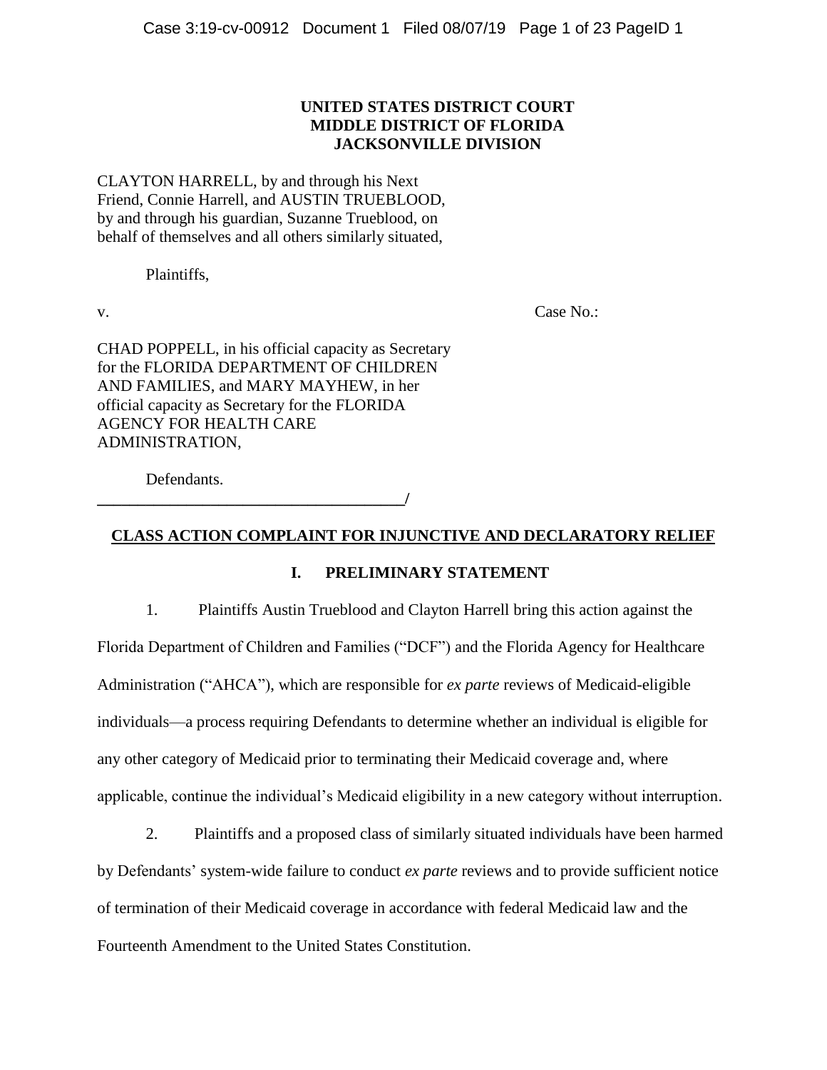**UNITED STATES DISTRICT COURT**
**MIDDLE DISTRICT OF FLORIDA**
**JACKSONVILLE DIVISION**

CLAYTON HARRELL, by and through his Next Friend, Connie Harrell, and AUSTIN TRUEBLOOD, by and through his guardian, Suzanne Trueblood, on behalf of themselves and all others similarly situated,

Plaintiffs,

v. Case No.:

CHAD POPPELL, in his official capacity as Secretary for the FLORIDA DEPARTMENT OF CHILDREN AND FAMILIES, and MARY MAYHEW, in her official capacity as Secretary for the FLORIDA AGENCY FOR HEALTH CARE ADMINISTRATION,

Defendants.
_____________________________________/

**CLASS ACTION COMPLAINT FOR INJUNCTIVE AND DECLARATORY RELIEF**

## I. PRELIMINARY STATEMENT

1. Plaintiffs Austin Trueblood and Clayton Harrell bring this action against the Florida Department of Children and Families ("DCF") and the Florida Agency for Healthcare Administration ("AHCA"), which are responsible for *ex parte* reviews of Medicaid-eligible individuals—a process requiring Defendants to determine whether an individual is eligible for any other category of Medicaid prior to terminating their Medicaid coverage and, where applicable, continue the individual's Medicaid eligibility in a new category without interruption.

2. Plaintiffs and a proposed class of similarly situated individuals have been harmed by Defendants' system-wide failure to conduct *ex parte* reviews and to provide sufficient notice of termination of their Medicaid coverage in accordance with federal Medicaid law and the Fourteenth Amendment to the United States Constitution.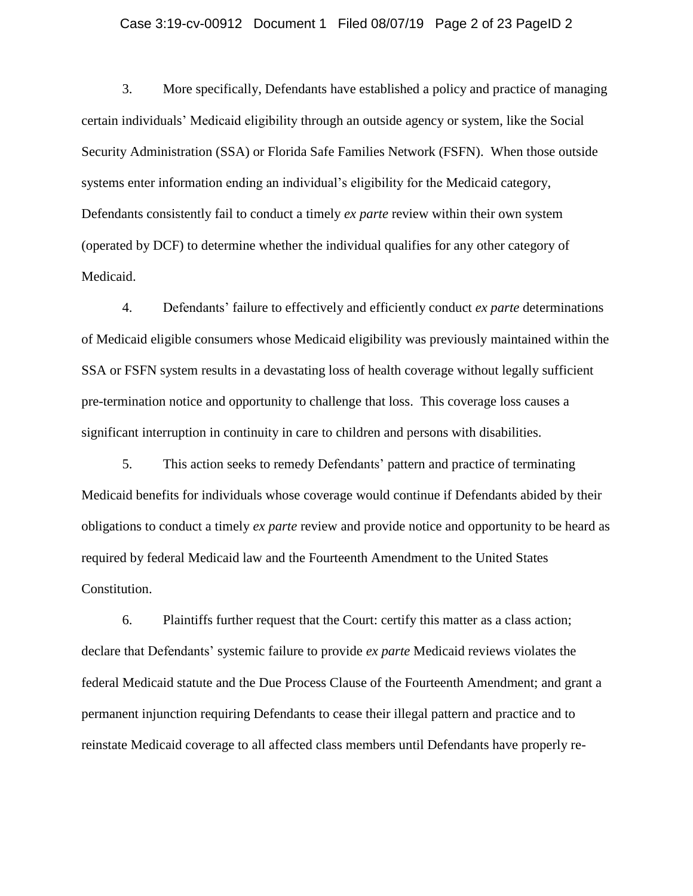3. More specifically, Defendants have established a policy and practice of managing certain individuals' Medicaid eligibility through an outside agency or system, like the Social Security Administration (SSA) or Florida Safe Families Network (FSFN). When those outside systems enter information ending an individual's eligibility for the Medicaid category, Defendants consistently fail to conduct a timely *ex parte* review within their own system (operated by DCF) to determine whether the individual qualifies for any other category of Medicaid.

4. Defendants' failure to effectively and efficiently conduct *ex parte* determinations of Medicaid eligible consumers whose Medicaid eligibility was previously maintained within the SSA or FSFN system results in a devastating loss of health coverage without legally sufficient pre-termination notice and opportunity to challenge that loss. This coverage loss causes a significant interruption in continuity in care to children and persons with disabilities.

5. This action seeks to remedy Defendants' pattern and practice of terminating Medicaid benefits for individuals whose coverage would continue if Defendants abided by their obligations to conduct a timely *ex parte* review and provide notice and opportunity to be heard as required by federal Medicaid law and the Fourteenth Amendment to the United States Constitution.

6. Plaintiffs further request that the Court: certify this matter as a class action; declare that Defendants' systemic failure to provide *ex parte* Medicaid reviews violates the federal Medicaid statute and the Due Process Clause of the Fourteenth Amendment; and grant a permanent injunction requiring Defendants to cease their illegal pattern and practice and to reinstate Medicaid coverage to all affected class members until Defendants have properly re-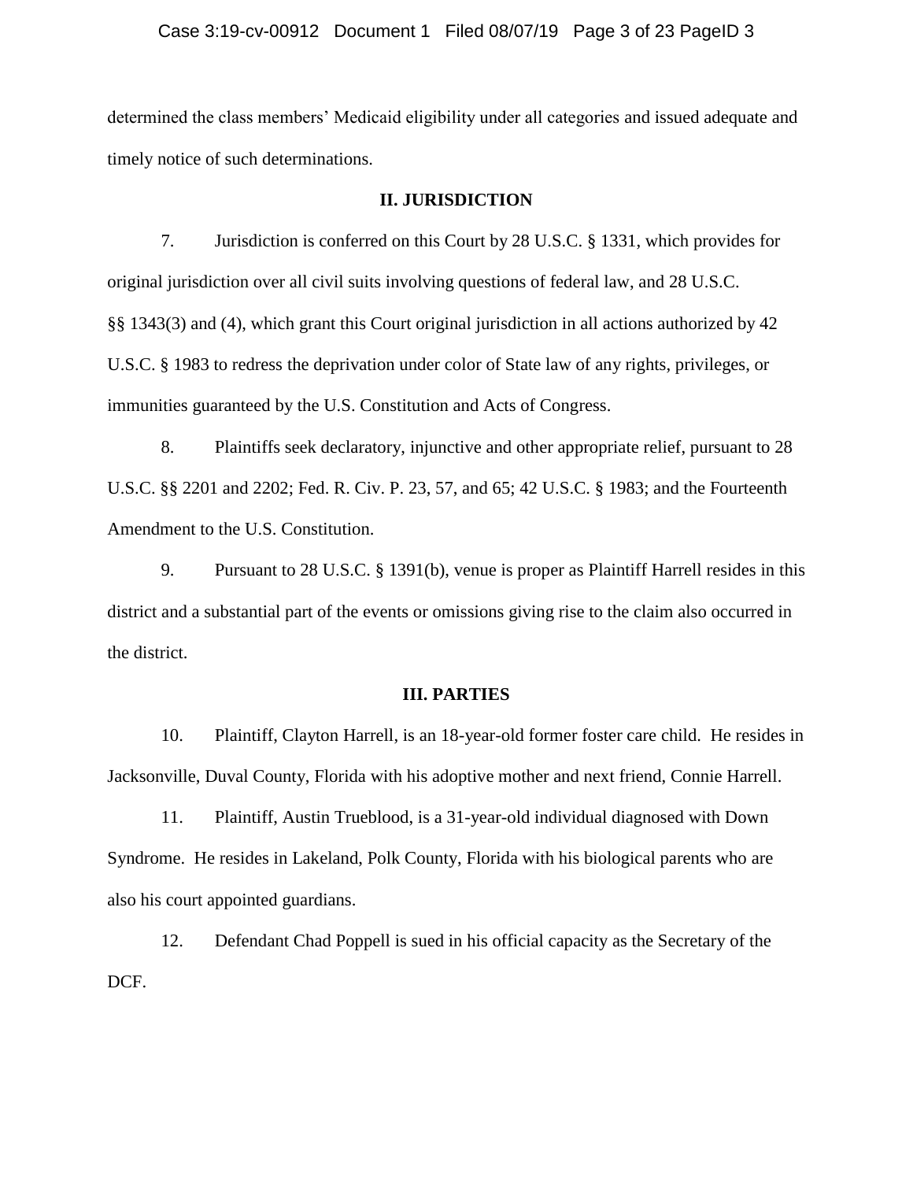determined the class members' Medicaid eligibility under all categories and issued adequate and timely notice of such determinations.

## II. JURISDICTION

7. Jurisdiction is conferred on this Court by 28 U.S.C. § 1331, which provides for original jurisdiction over all civil suits involving questions of federal law, and 28 U.S.C. §§ 1343(3) and (4), which grant this Court original jurisdiction in all actions authorized by 42 U.S.C. § 1983 to redress the deprivation under color of State law of any rights, privileges, or immunities guaranteed by the U.S. Constitution and Acts of Congress.

8. Plaintiffs seek declaratory, injunctive and other appropriate relief, pursuant to 28 U.S.C. §§ 2201 and 2202; Fed. R. Civ. P. 23, 57, and 65; 42 U.S.C. § 1983; and the Fourteenth Amendment to the U.S. Constitution.

9. Pursuant to 28 U.S.C. § 1391(b), venue is proper as Plaintiff Harrell resides in this district and a substantial part of the events or omissions giving rise to the claim also occurred in the district.

## III. PARTIES

10. Plaintiff, Clayton Harrell, is an 18-year-old former foster care child. He resides in Jacksonville, Duval County, Florida with his adoptive mother and next friend, Connie Harrell.

11. Plaintiff, Austin Trueblood, is a 31-year-old individual diagnosed with Down Syndrome. He resides in Lakeland, Polk County, Florida with his biological parents who are also his court appointed guardians.

12. Defendant Chad Poppell is sued in his official capacity as the Secretary of the DCF.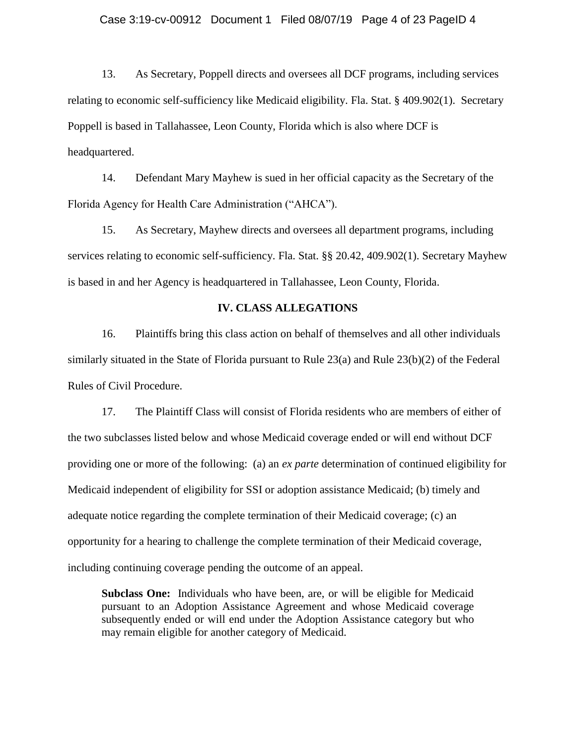13. As Secretary, Poppell directs and oversees all DCF programs, including services relating to economic self-sufficiency like Medicaid eligibility. Fla. Stat. § 409.902(1). Secretary Poppell is based in Tallahassee, Leon County, Florida which is also where DCF is headquartered.

14. Defendant Mary Mayhew is sued in her official capacity as the Secretary of the Florida Agency for Health Care Administration ("AHCA").

15. As Secretary, Mayhew directs and oversees all department programs, including services relating to economic self-sufficiency. Fla. Stat. §§ 20.42, 409.902(1). Secretary Mayhew is based in and her Agency is headquartered in Tallahassee, Leon County, Florida.

## IV. CLASS ALLEGATIONS

16. Plaintiffs bring this class action on behalf of themselves and all other individuals similarly situated in the State of Florida pursuant to Rule 23(a) and Rule 23(b)(2) of the Federal Rules of Civil Procedure.

17. The Plaintiff Class will consist of Florida residents who are members of either of the two subclasses listed below and whose Medicaid coverage ended or will end without DCF providing one or more of the following: (a) an *ex parte* determination of continued eligibility for Medicaid independent of eligibility for SSI or adoption assistance Medicaid; (b) timely and adequate notice regarding the complete termination of their Medicaid coverage; (c) an opportunity for a hearing to challenge the complete termination of their Medicaid coverage, including continuing coverage pending the outcome of an appeal.

> **Subclass One:** Individuals who have been, are, or will be eligible for Medicaid pursuant to an Adoption Assistance Agreement and whose Medicaid coverage subsequently ended or will end under the Adoption Assistance category but who may remain eligible for another category of Medicaid.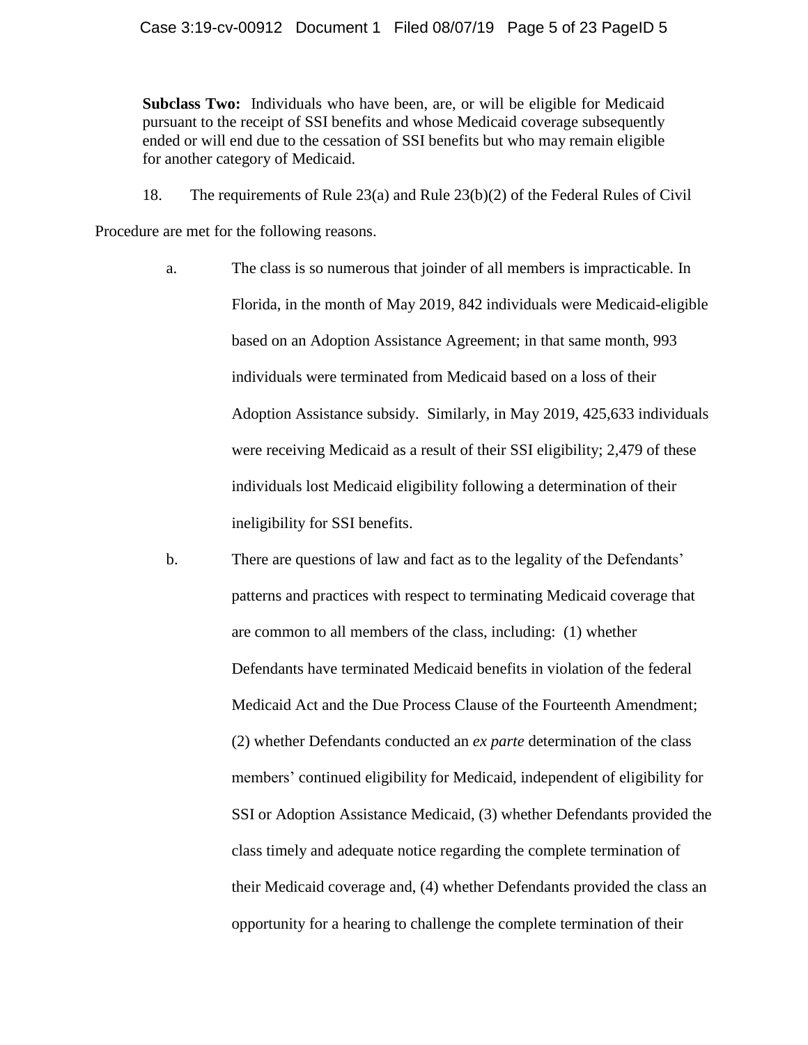**Subclass Two:** Individuals who have been, are, or will be eligible for Medicaid pursuant to the receipt of SSI benefits and whose Medicaid coverage subsequently ended or will end due to the cessation of SSI benefits but who may remain eligible for another category of Medicaid.

18. The requirements of Rule 23(a) and Rule 23(b)(2) of the Federal Rules of Civil Procedure are met for the following reasons.

a. The class is so numerous that joinder of all members is impracticable. In Florida, in the month of May 2019, 842 individuals were Medicaid-eligible based on an Adoption Assistance Agreement; in that same month, 993 individuals were terminated from Medicaid based on a loss of their Adoption Assistance subsidy. Similarly, in May 2019, 425,633 individuals were receiving Medicaid as a result of their SSI eligibility; 2,479 of these individuals lost Medicaid eligibility following a determination of their ineligibility for SSI benefits.

b. There are questions of law and fact as to the legality of the Defendants' patterns and practices with respect to terminating Medicaid coverage that are common to all members of the class, including: (1) whether Defendants have terminated Medicaid benefits in violation of the federal Medicaid Act and the Due Process Clause of the Fourteenth Amendment; (2) whether Defendants conducted an *ex parte* determination of the class members' continued eligibility for Medicaid, independent of eligibility for SSI or Adoption Assistance Medicaid, (3) whether Defendants provided the class timely and adequate notice regarding the complete termination of their Medicaid coverage and, (4) whether Defendants provided the class an opportunity for a hearing to challenge the complete termination of their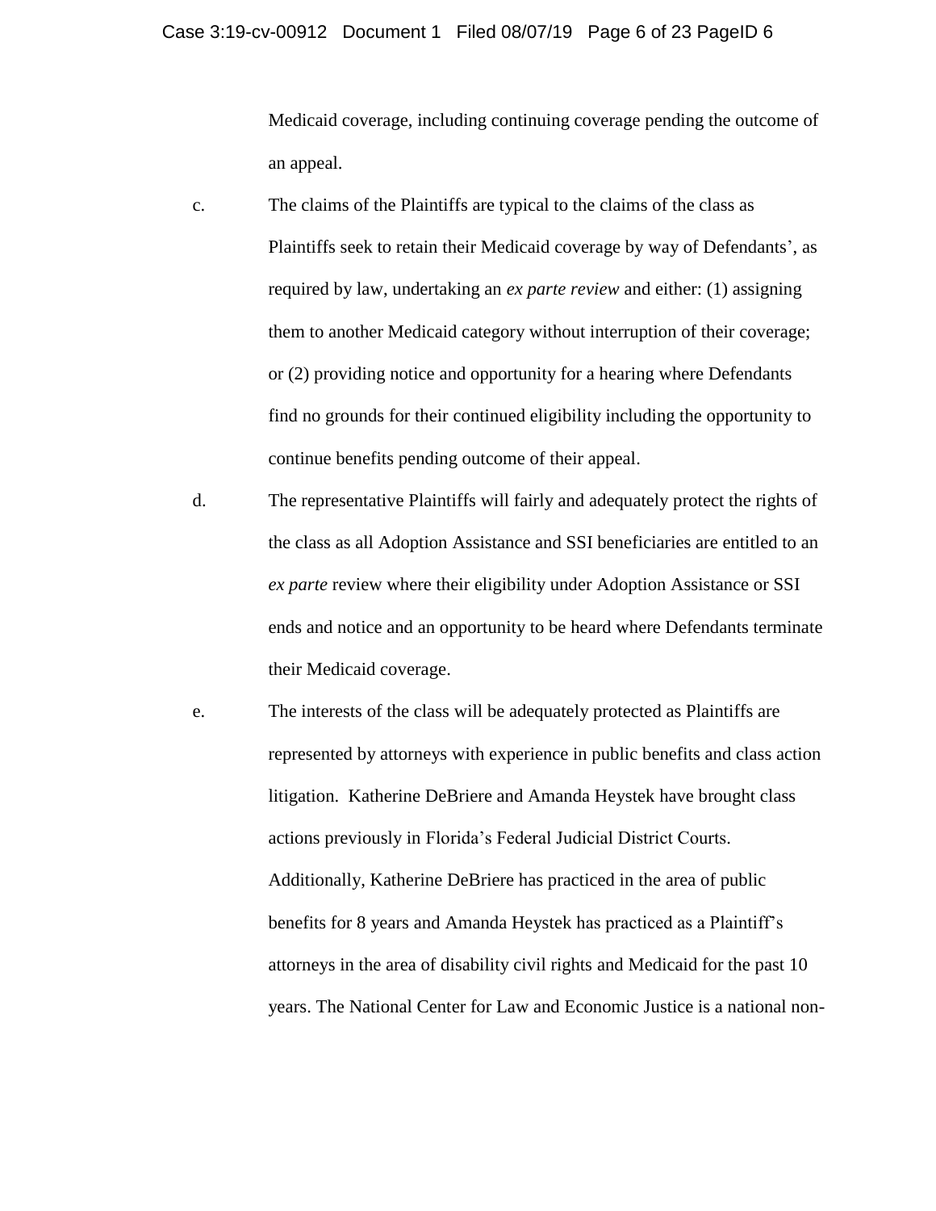Medicaid coverage, including continuing coverage pending the outcome of an appeal.

c. The claims of the Plaintiffs are typical to the claims of the class as Plaintiffs seek to retain their Medicaid coverage by way of Defendants', as required by law, undertaking an *ex parte review* and either: (1) assigning them to another Medicaid category without interruption of their coverage; or (2) providing notice and opportunity for a hearing where Defendants find no grounds for their continued eligibility including the opportunity to continue benefits pending outcome of their appeal.

d. The representative Plaintiffs will fairly and adequately protect the rights of the class as all Adoption Assistance and SSI beneficiaries are entitled to an *ex parte* review where their eligibility under Adoption Assistance or SSI ends and notice and an opportunity to be heard where Defendants terminate their Medicaid coverage.

e. The interests of the class will be adequately protected as Plaintiffs are represented by attorneys with experience in public benefits and class action litigation. Katherine DeBriere and Amanda Heystek have brought class actions previously in Florida's Federal Judicial District Courts. Additionally, Katherine DeBriere has practiced in the area of public benefits for 8 years and Amanda Heystek has practiced as a Plaintiff's attorneys in the area of disability civil rights and Medicaid for the past 10 years. The National Center for Law and Economic Justice is a national non-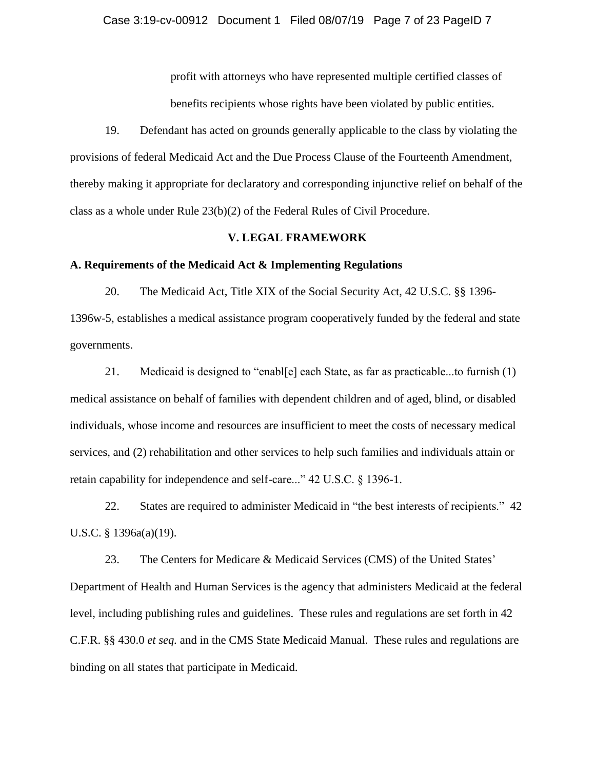profit with attorneys who have represented multiple certified classes of benefits recipients whose rights have been violated by public entities.

19. Defendant has acted on grounds generally applicable to the class by violating the provisions of federal Medicaid Act and the Due Process Clause of the Fourteenth Amendment, thereby making it appropriate for declaratory and corresponding injunctive relief on behalf of the class as a whole under Rule 23(b)(2) of the Federal Rules of Civil Procedure.

## V. LEGAL FRAMEWORK

### A. Requirements of the Medicaid Act & Implementing Regulations

20. The Medicaid Act, Title XIX of the Social Security Act, 42 U.S.C. §§ 1396-1396w-5, establishes a medical assistance program cooperatively funded by the federal and state governments.

21. Medicaid is designed to "enabl[e] each State, as far as practicable...to furnish (1) medical assistance on behalf of families with dependent children and of aged, blind, or disabled individuals, whose income and resources are insufficient to meet the costs of necessary medical services, and (2) rehabilitation and other services to help such families and individuals attain or retain capability for independence and self-care..." 42 U.S.C. § 1396-1.

22. States are required to administer Medicaid in "the best interests of recipients." 42 U.S.C. § 1396a(a)(19).

23. The Centers for Medicare & Medicaid Services (CMS) of the United States' Department of Health and Human Services is the agency that administers Medicaid at the federal level, including publishing rules and guidelines. These rules and regulations are set forth in 42 C.F.R. §§ 430.0 *et seq.* and in the CMS State Medicaid Manual. These rules and regulations are binding on all states that participate in Medicaid.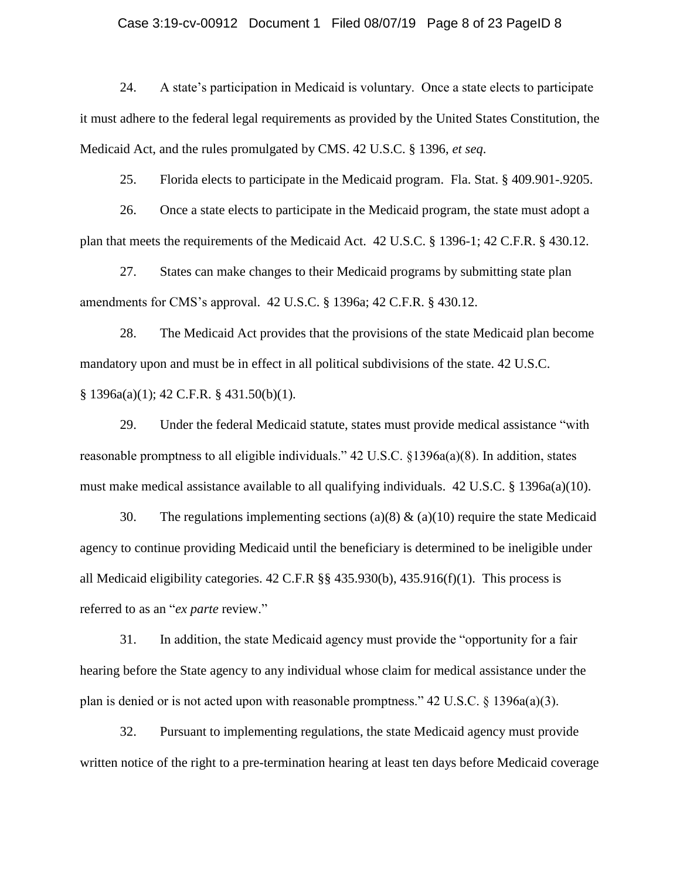24. A state's participation in Medicaid is voluntary. Once a state elects to participate it must adhere to the federal legal requirements as provided by the United States Constitution, the Medicaid Act, and the rules promulgated by CMS. 42 U.S.C. § 1396, *et seq*.

25. Florida elects to participate in the Medicaid program. Fla. Stat. § 409.901-.9205.

26. Once a state elects to participate in the Medicaid program, the state must adopt a plan that meets the requirements of the Medicaid Act. 42 U.S.C. § 1396-1; 42 C.F.R. § 430.12.

27. States can make changes to their Medicaid programs by submitting state plan amendments for CMS's approval. 42 U.S.C. § 1396a; 42 C.F.R. § 430.12.

28. The Medicaid Act provides that the provisions of the state Medicaid plan become mandatory upon and must be in effect in all political subdivisions of the state. 42 U.S.C. § 1396a(a)(1); 42 C.F.R. § 431.50(b)(1).

29. Under the federal Medicaid statute, states must provide medical assistance "with reasonable promptness to all eligible individuals." 42 U.S.C. §1396a(a)(8). In addition, states must make medical assistance available to all qualifying individuals. 42 U.S.C. § 1396a(a)(10).

30. The regulations implementing sections (a)(8) & (a)(10) require the state Medicaid agency to continue providing Medicaid until the beneficiary is determined to be ineligible under all Medicaid eligibility categories. 42 C.F.R §§ 435.930(b), 435.916(f)(1). This process is referred to as an "*ex parte* review."

31. In addition, the state Medicaid agency must provide the "opportunity for a fair hearing before the State agency to any individual whose claim for medical assistance under the plan is denied or is not acted upon with reasonable promptness." 42 U.S.C. § 1396a(a)(3).

32. Pursuant to implementing regulations, the state Medicaid agency must provide written notice of the right to a pre-termination hearing at least ten days before Medicaid coverage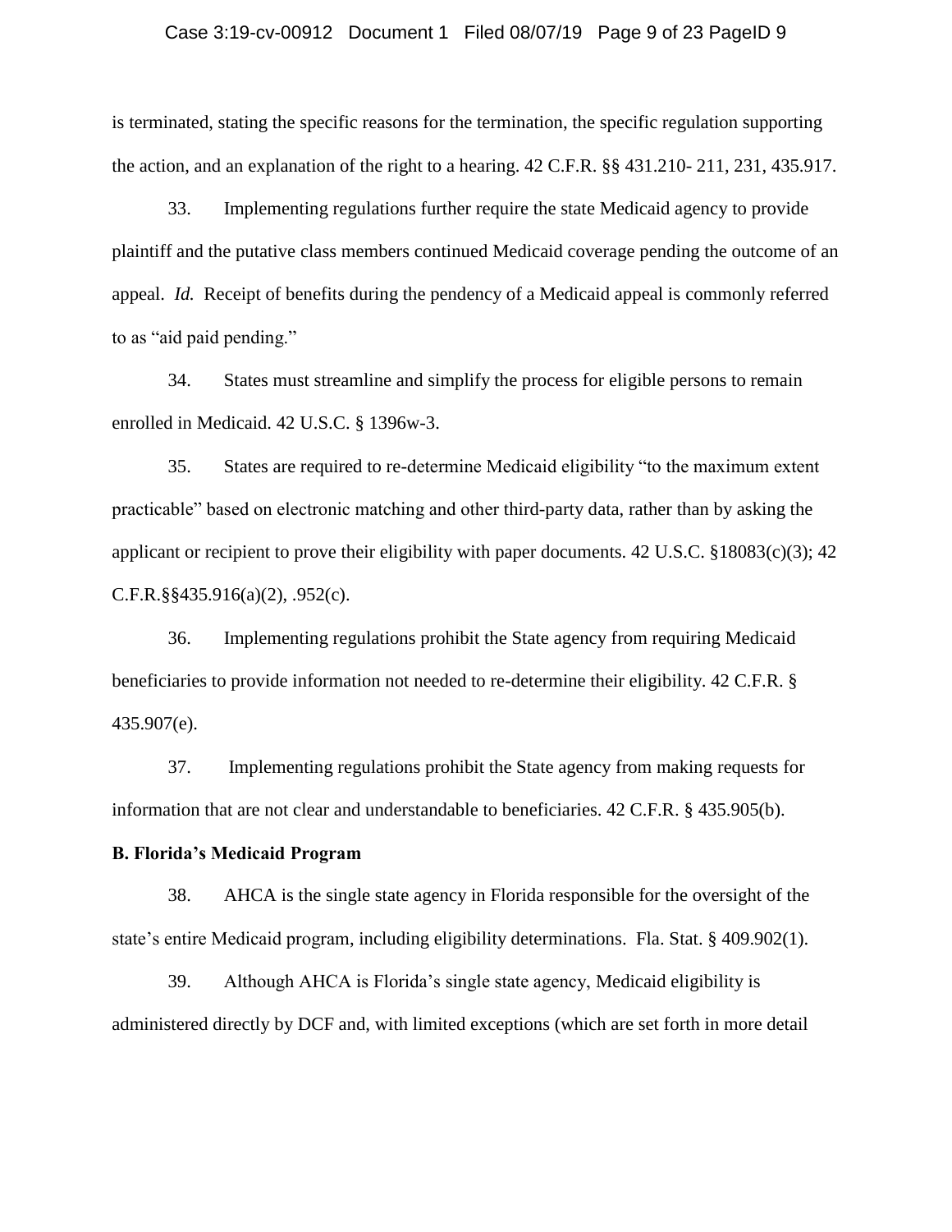is terminated, stating the specific reasons for the termination, the specific regulation supporting the action, and an explanation of the right to a hearing. 42 C.F.R. §§ 431.210- 211, 231, 435.917.

33. Implementing regulations further require the state Medicaid agency to provide plaintiff and the putative class members continued Medicaid coverage pending the outcome of an appeal. *Id.* Receipt of benefits during the pendency of a Medicaid appeal is commonly referred to as "aid paid pending."

34. States must streamline and simplify the process for eligible persons to remain enrolled in Medicaid. 42 U.S.C. § 1396w-3.

35. States are required to re-determine Medicaid eligibility "to the maximum extent practicable" based on electronic matching and other third-party data, rather than by asking the applicant or recipient to prove their eligibility with paper documents. 42 U.S.C. §18083(c)(3); 42 C.F.R.§§435.916(a)(2), .952(c).

36. Implementing regulations prohibit the State agency from requiring Medicaid beneficiaries to provide information not needed to re-determine their eligibility. 42 C.F.R. § 435.907(e).

37. Implementing regulations prohibit the State agency from making requests for information that are not clear and understandable to beneficiaries. 42 C.F.R. § 435.905(b).

**B. Florida's Medicaid Program**

38. AHCA is the single state agency in Florida responsible for the oversight of the state's entire Medicaid program, including eligibility determinations. Fla. Stat. § 409.902(1).

39. Although AHCA is Florida's single state agency, Medicaid eligibility is administered directly by DCF and, with limited exceptions (which are set forth in more detail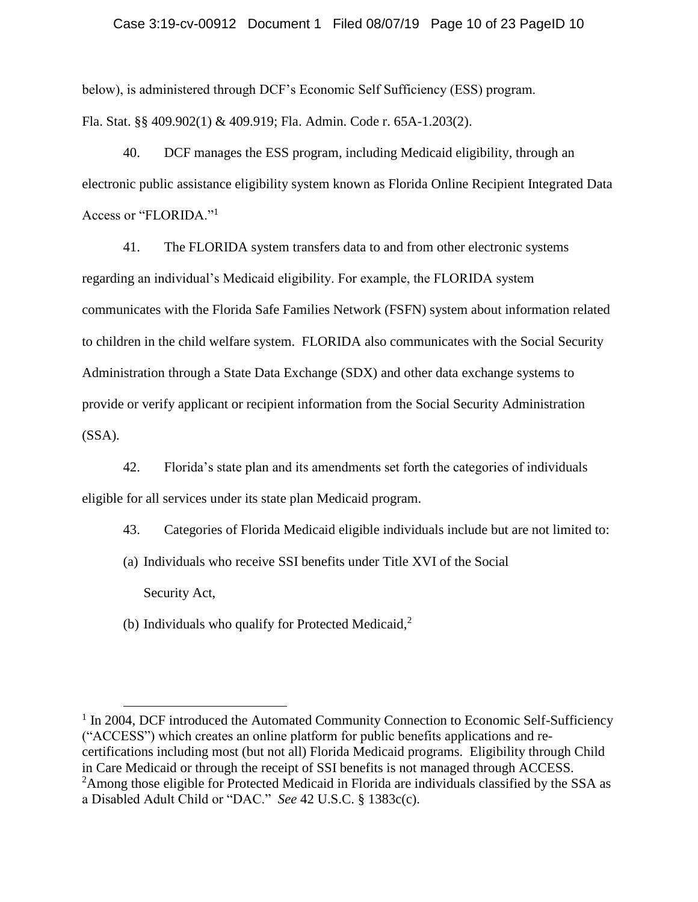below), is administered through DCF's Economic Self Sufficiency (ESS) program. Fla. Stat. §§ 409.902(1) & 409.919; Fla. Admin. Code r. 65A-1.203(2).

40. DCF manages the ESS program, including Medicaid eligibility, through an electronic public assistance eligibility system known as Florida Online Recipient Integrated Data Access or "FLORIDA."[1]

41. The FLORIDA system transfers data to and from other electronic systems regarding an individual's Medicaid eligibility. For example, the FLORIDA system communicates with the Florida Safe Families Network (FSFN) system about information related to children in the child welfare system. FLORIDA also communicates with the Social Security Administration through a State Data Exchange (SDX) and other data exchange systems to provide or verify applicant or recipient information from the Social Security Administration (SSA).

42. Florida's state plan and its amendments set forth the categories of individuals eligible for all services under its state plan Medicaid program.

43. Categories of Florida Medicaid eligible individuals include but are not limited to:

(a) Individuals who receive SSI benefits under Title XVI of the Social Security Act,

(b) Individuals who qualify for Protected Medicaid,[2]

---

[1] In 2004, DCF introduced the Automated Community Connection to Economic Self-Sufficiency ("ACCESS") which creates an online platform for public benefits applications and re-certifications including most (but not all) Florida Medicaid programs. Eligibility through Child in Care Medicaid or through the receipt of SSI benefits is not managed through ACCESS.

[2] Among those eligible for Protected Medicaid in Florida are individuals classified by the SSA as a Disabled Adult Child or "DAC." *See* 42 U.S.C. § 1383c(c).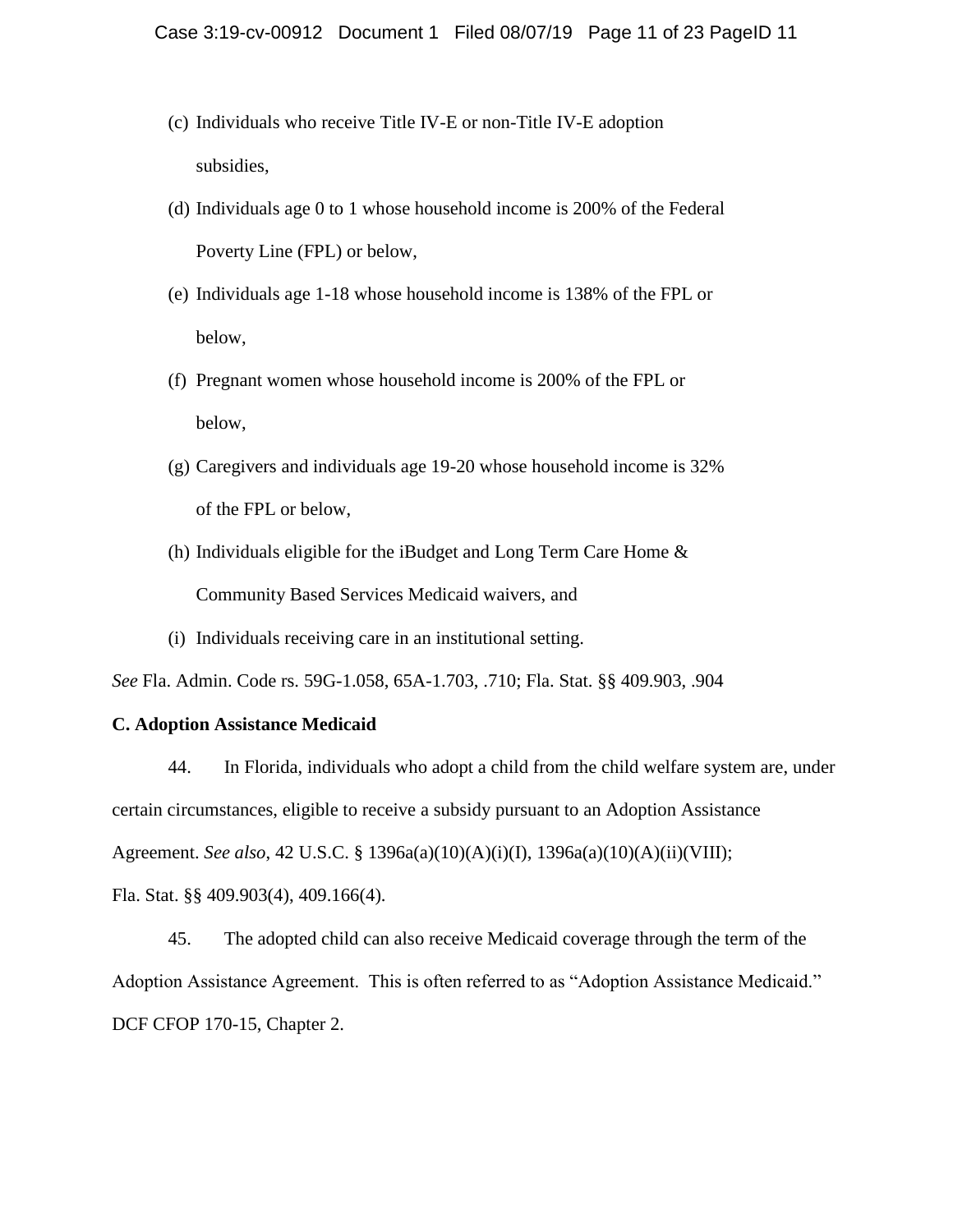(c) Individuals who receive Title IV-E or non-Title IV-E adoption subsidies,

(d) Individuals age 0 to 1 whose household income is 200% of the Federal Poverty Line (FPL) or below,

(e) Individuals age 1-18 whose household income is 138% of the FPL or below,

(f) Pregnant women whose household income is 200% of the FPL or below,

(g) Caregivers and individuals age 19-20 whose household income is 32% of the FPL or below,

(h) Individuals eligible for the iBudget and Long Term Care Home & Community Based Services Medicaid waivers, and

(i) Individuals receiving care in an institutional setting.

*See* Fla. Admin. Code rs. 59G-1.058, 65A-1.703, .710; Fla. Stat. §§ 409.903, .904

**C. Adoption Assistance Medicaid**

44. In Florida, individuals who adopt a child from the child welfare system are, under certain circumstances, eligible to receive a subsidy pursuant to an Adoption Assistance Agreement. *See also*, 42 U.S.C. § 1396a(a)(10)(A)(i)(I), 1396a(a)(10)(A)(ii)(VIII); Fla. Stat. §§ 409.903(4), 409.166(4).

45. The adopted child can also receive Medicaid coverage through the term of the Adoption Assistance Agreement. This is often referred to as "Adoption Assistance Medicaid." DCF CFOP 170-15, Chapter 2.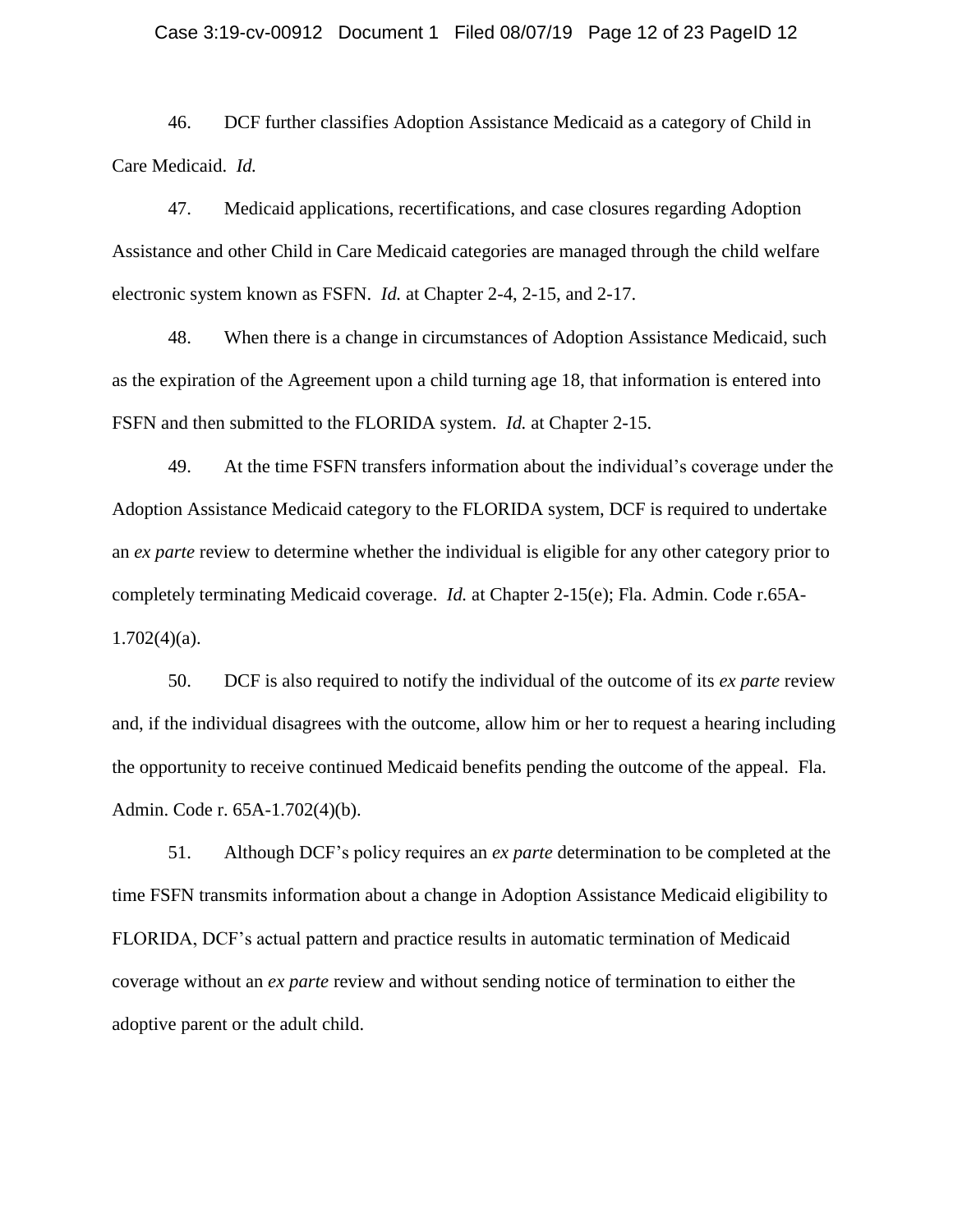46. DCF further classifies Adoption Assistance Medicaid as a category of Child in Care Medicaid. *Id.*

47. Medicaid applications, recertifications, and case closures regarding Adoption Assistance and other Child in Care Medicaid categories are managed through the child welfare electronic system known as FSFN. *Id.* at Chapter 2-4, 2-15, and 2-17.

48. When there is a change in circumstances of Adoption Assistance Medicaid, such as the expiration of the Agreement upon a child turning age 18, that information is entered into FSFN and then submitted to the FLORIDA system. *Id.* at Chapter 2-15.

49. At the time FSFN transfers information about the individual's coverage under the Adoption Assistance Medicaid category to the FLORIDA system, DCF is required to undertake an *ex parte* review to determine whether the individual is eligible for any other category prior to completely terminating Medicaid coverage. *Id.* at Chapter 2-15(e); Fla. Admin. Code r.65A-1.702(4)(a).

50. DCF is also required to notify the individual of the outcome of its *ex parte* review and, if the individual disagrees with the outcome, allow him or her to request a hearing including the opportunity to receive continued Medicaid benefits pending the outcome of the appeal. Fla. Admin. Code r. 65A-1.702(4)(b).

51. Although DCF's policy requires an *ex parte* determination to be completed at the time FSFN transmits information about a change in Adoption Assistance Medicaid eligibility to FLORIDA, DCF's actual pattern and practice results in automatic termination of Medicaid coverage without an *ex parte* review and without sending notice of termination to either the adoptive parent or the adult child.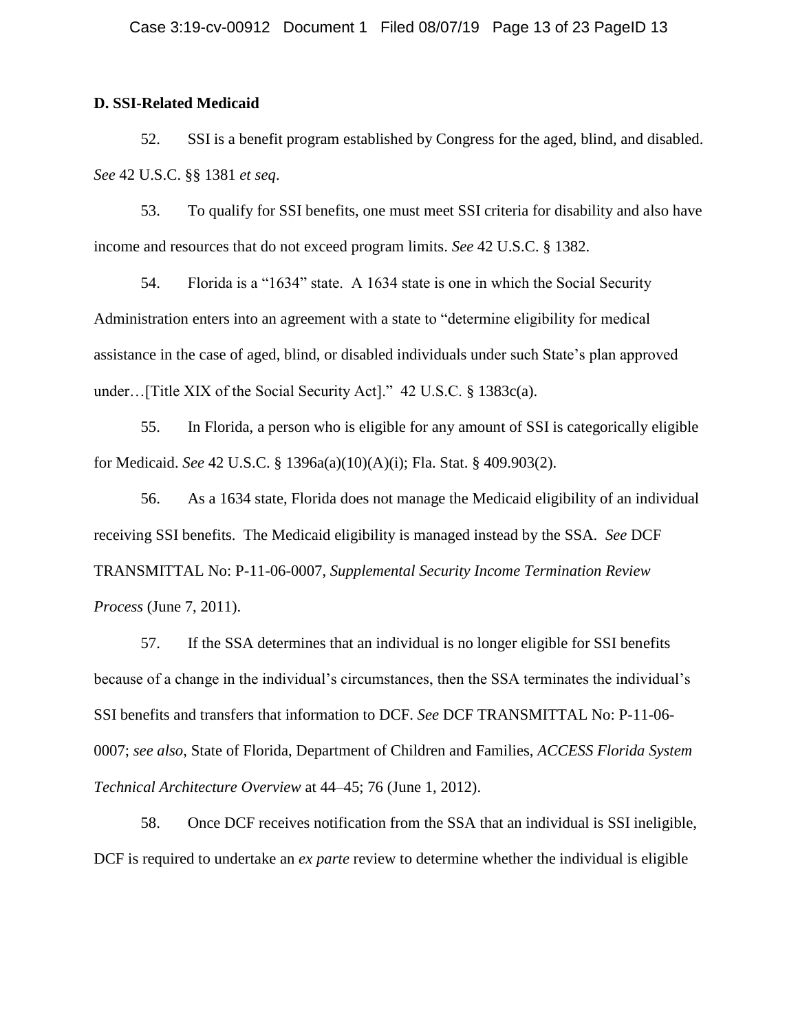**D. SSI-Related Medicaid**

52. SSI is a benefit program established by Congress for the aged, blind, and disabled. *See* 42 U.S.C. §§ 1381 *et seq*.

53. To qualify for SSI benefits, one must meet SSI criteria for disability and also have income and resources that do not exceed program limits. *See* 42 U.S.C. § 1382.

54. Florida is a "1634" state. A 1634 state is one in which the Social Security Administration enters into an agreement with a state to "determine eligibility for medical assistance in the case of aged, blind, or disabled individuals under such State's plan approved under…[Title XIX of the Social Security Act]." 42 U.S.C. § 1383c(a).

55. In Florida, a person who is eligible for any amount of SSI is categorically eligible for Medicaid. *See* 42 U.S.C. § 1396a(a)(10)(A)(i); Fla. Stat. § 409.903(2).

56. As a 1634 state, Florida does not manage the Medicaid eligibility of an individual receiving SSI benefits. The Medicaid eligibility is managed instead by the SSA. *See* DCF TRANSMITTAL No: P-11-06-0007, *Supplemental Security Income Termination Review Process* (June 7, 2011).

57. If the SSA determines that an individual is no longer eligible for SSI benefits because of a change in the individual's circumstances, then the SSA terminates the individual's SSI benefits and transfers that information to DCF. *See* DCF TRANSMITTAL No: P-11-06-0007; *see also*, State of Florida, Department of Children and Families, *ACCESS Florida System Technical Architecture Overview* at 44–45; 76 (June 1, 2012).

58. Once DCF receives notification from the SSA that an individual is SSI ineligible, DCF is required to undertake an *ex parte* review to determine whether the individual is eligible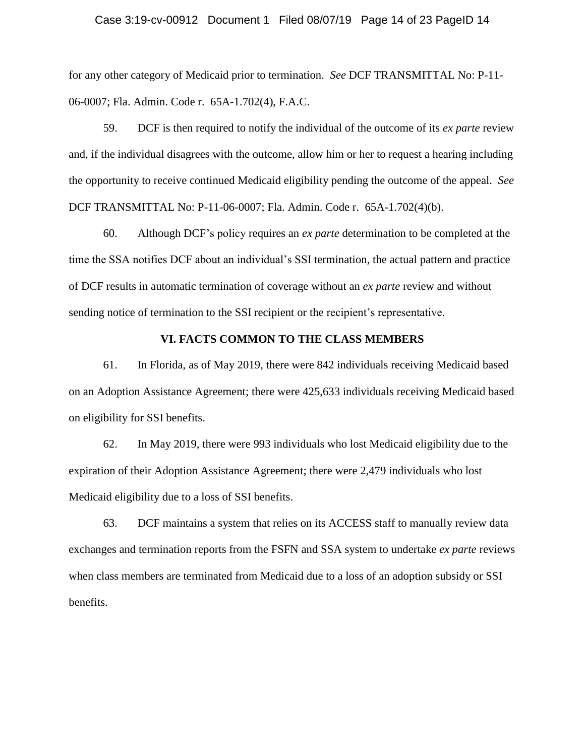for any other category of Medicaid prior to termination. *See* DCF TRANSMITTAL No: P-11-06-0007; Fla. Admin. Code r. 65A-1.702(4), F.A.C.

59. DCF is then required to notify the individual of the outcome of its *ex parte* review and, if the individual disagrees with the outcome, allow him or her to request a hearing including the opportunity to receive continued Medicaid eligibility pending the outcome of the appeal. *See* DCF TRANSMITTAL No: P-11-06-0007; Fla. Admin. Code r. 65A-1.702(4)(b).

60. Although DCF's policy requires an *ex parte* determination to be completed at the time the SSA notifies DCF about an individual's SSI termination, the actual pattern and practice of DCF results in automatic termination of coverage without an *ex parte* review and without sending notice of termination to the SSI recipient or the recipient's representative.

## VI. FACTS COMMON TO THE CLASS MEMBERS

61. In Florida, as of May 2019, there were 842 individuals receiving Medicaid based on an Adoption Assistance Agreement; there were 425,633 individuals receiving Medicaid based on eligibility for SSI benefits.

62. In May 2019, there were 993 individuals who lost Medicaid eligibility due to the expiration of their Adoption Assistance Agreement; there were 2,479 individuals who lost Medicaid eligibility due to a loss of SSI benefits.

63. DCF maintains a system that relies on its ACCESS staff to manually review data exchanges and termination reports from the FSFN and SSA system to undertake *ex parte* reviews when class members are terminated from Medicaid due to a loss of an adoption subsidy or SSI benefits.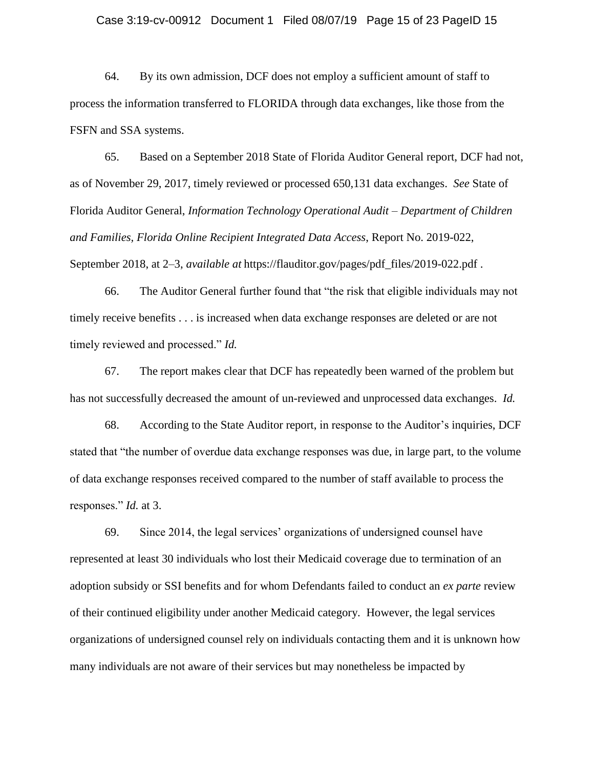64. By its own admission, DCF does not employ a sufficient amount of staff to process the information transferred to FLORIDA through data exchanges, like those from the FSFN and SSA systems.

65. Based on a September 2018 State of Florida Auditor General report, DCF had not, as of November 29, 2017, timely reviewed or processed 650,131 data exchanges. *See* State of Florida Auditor General, *Information Technology Operational Audit – Department of Children and Families, Florida Online Recipient Integrated Data Access*, Report No. 2019-022, September 2018, at 2–3, *available at* https://flauditor.gov/pages/pdf_files/2019-022.pdf .

66. The Auditor General further found that "the risk that eligible individuals may not timely receive benefits . . . is increased when data exchange responses are deleted or are not timely reviewed and processed." *Id.*

67. The report makes clear that DCF has repeatedly been warned of the problem but has not successfully decreased the amount of un-reviewed and unprocessed data exchanges. *Id.*

68. According to the State Auditor report, in response to the Auditor's inquiries, DCF stated that "the number of overdue data exchange responses was due, in large part, to the volume of data exchange responses received compared to the number of staff available to process the responses." *Id.* at 3.

69. Since 2014, the legal services' organizations of undersigned counsel have represented at least 30 individuals who lost their Medicaid coverage due to termination of an adoption subsidy or SSI benefits and for whom Defendants failed to conduct an *ex parte* review of their continued eligibility under another Medicaid category. However, the legal services organizations of undersigned counsel rely on individuals contacting them and it is unknown how many individuals are not aware of their services but may nonetheless be impacted by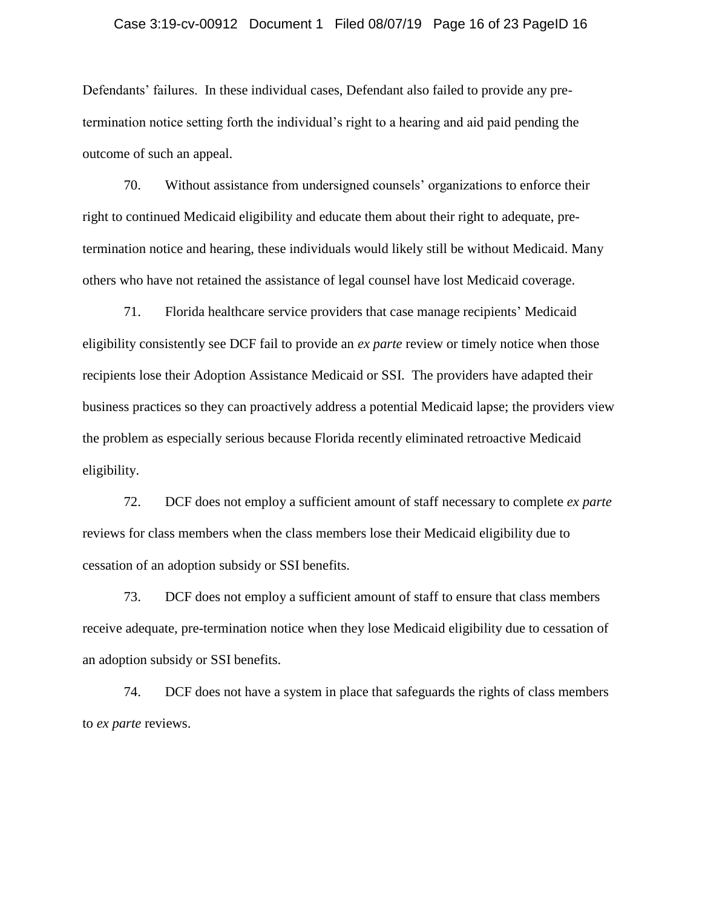Defendants' failures. In these individual cases, Defendant also failed to provide any pre-termination notice setting forth the individual's right to a hearing and aid paid pending the outcome of such an appeal.

70. Without assistance from undersigned counsels' organizations to enforce their right to continued Medicaid eligibility and educate them about their right to adequate, pre-termination notice and hearing, these individuals would likely still be without Medicaid. Many others who have not retained the assistance of legal counsel have lost Medicaid coverage.

71. Florida healthcare service providers that case manage recipients' Medicaid eligibility consistently see DCF fail to provide an *ex parte* review or timely notice when those recipients lose their Adoption Assistance Medicaid or SSI. The providers have adapted their business practices so they can proactively address a potential Medicaid lapse; the providers view the problem as especially serious because Florida recently eliminated retroactive Medicaid eligibility.

72. DCF does not employ a sufficient amount of staff necessary to complete *ex parte* reviews for class members when the class members lose their Medicaid eligibility due to cessation of an adoption subsidy or SSI benefits.

73. DCF does not employ a sufficient amount of staff to ensure that class members receive adequate, pre-termination notice when they lose Medicaid eligibility due to cessation of an adoption subsidy or SSI benefits.

74. DCF does not have a system in place that safeguards the rights of class members to *ex parte* reviews.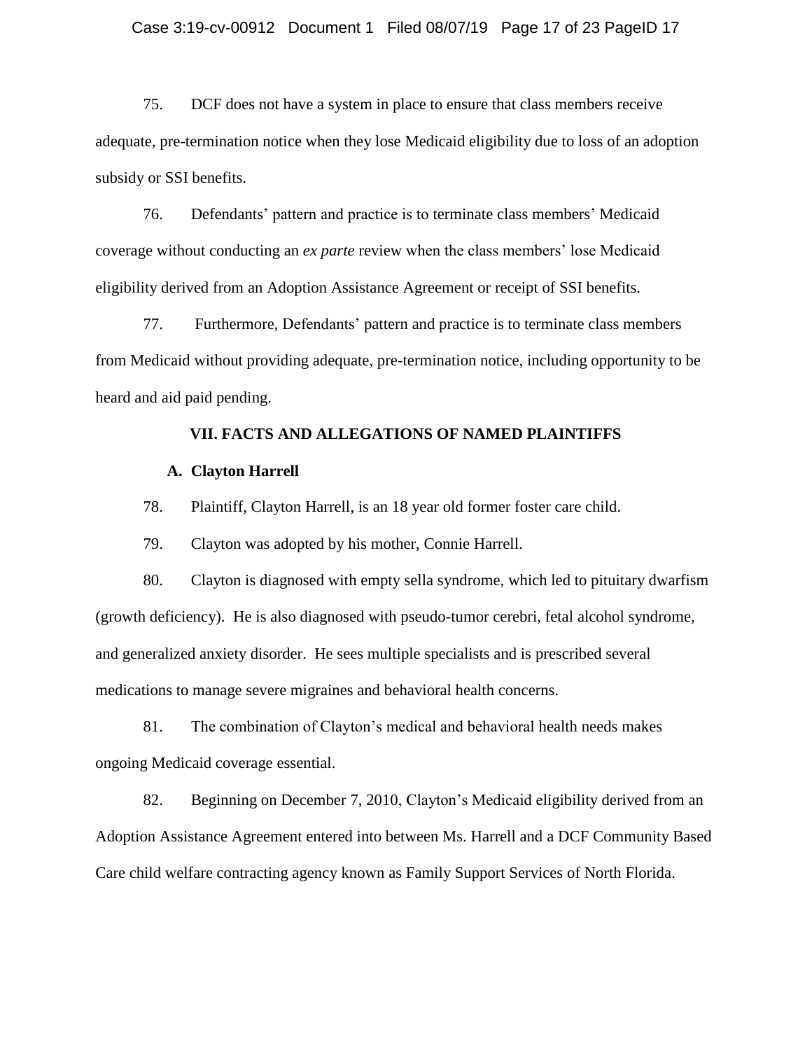75. DCF does not have a system in place to ensure that class members receive adequate, pre-termination notice when they lose Medicaid eligibility due to loss of an adoption subsidy or SSI benefits.

76. Defendants' pattern and practice is to terminate class members' Medicaid coverage without conducting an *ex parte* review when the class members' lose Medicaid eligibility derived from an Adoption Assistance Agreement or receipt of SSI benefits.

77. Furthermore, Defendants' pattern and practice is to terminate class members from Medicaid without providing adequate, pre-termination notice, including opportunity to be heard and aid paid pending.

## VII. FACTS AND ALLEGATIONS OF NAMED PLAINTIFFS

### A. Clayton Harrell

78. Plaintiff, Clayton Harrell, is an 18 year old former foster care child.

79. Clayton was adopted by his mother, Connie Harrell.

80. Clayton is diagnosed with empty sella syndrome, which led to pituitary dwarfism (growth deficiency). He is also diagnosed with pseudo-tumor cerebri, fetal alcohol syndrome, and generalized anxiety disorder. He sees multiple specialists and is prescribed several medications to manage severe migraines and behavioral health concerns.

81. The combination of Clayton's medical and behavioral health needs makes ongoing Medicaid coverage essential.

82. Beginning on December 7, 2010, Clayton's Medicaid eligibility derived from an Adoption Assistance Agreement entered into between Ms. Harrell and a DCF Community Based Care child welfare contracting agency known as Family Support Services of North Florida.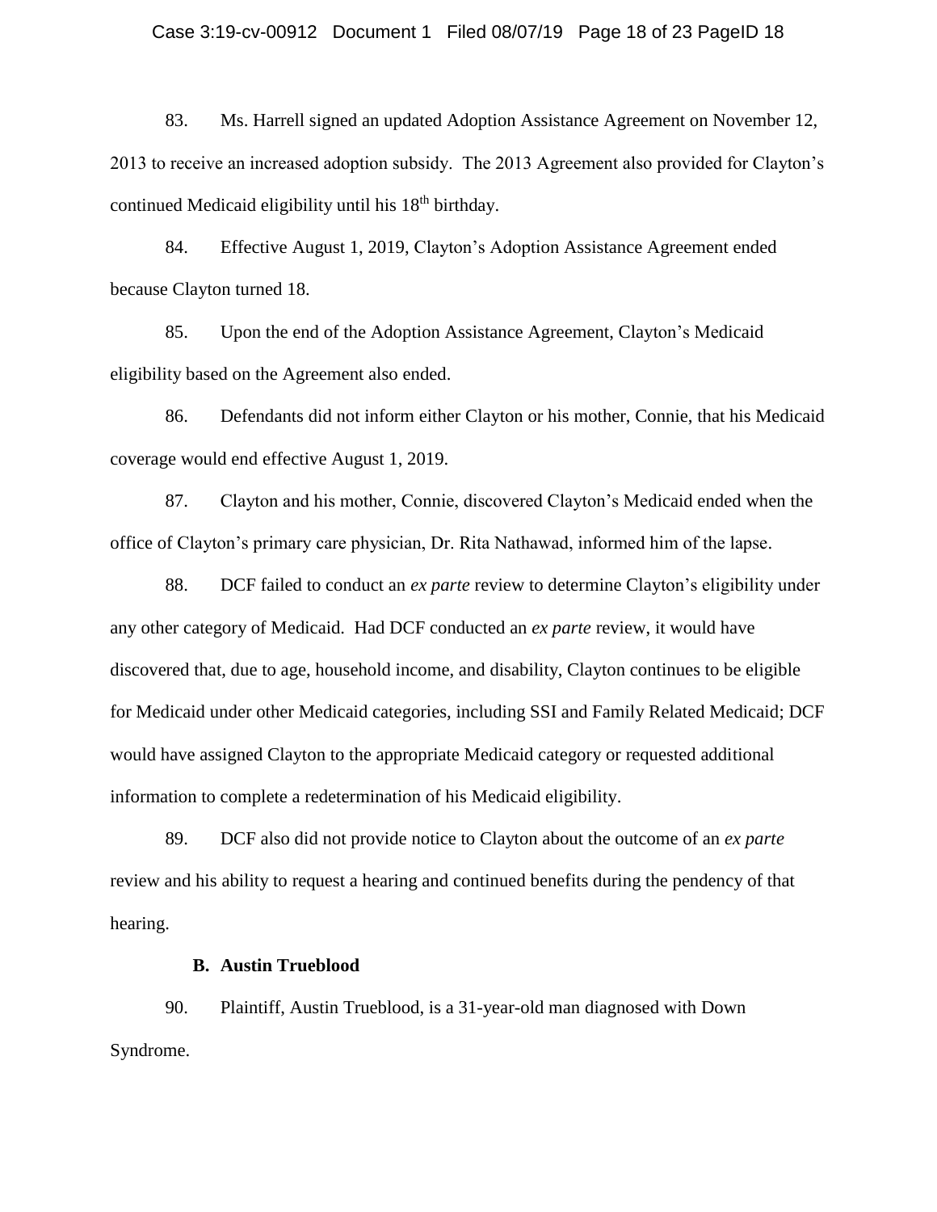83. Ms. Harrell signed an updated Adoption Assistance Agreement on November 12, 2013 to receive an increased adoption subsidy. The 2013 Agreement also provided for Clayton's continued Medicaid eligibility until his 18th birthday.

84. Effective August 1, 2019, Clayton's Adoption Assistance Agreement ended because Clayton turned 18.

85. Upon the end of the Adoption Assistance Agreement, Clayton's Medicaid eligibility based on the Agreement also ended.

86. Defendants did not inform either Clayton or his mother, Connie, that his Medicaid coverage would end effective August 1, 2019.

87. Clayton and his mother, Connie, discovered Clayton's Medicaid ended when the office of Clayton's primary care physician, Dr. Rita Nathawad, informed him of the lapse.

88. DCF failed to conduct an *ex parte* review to determine Clayton's eligibility under any other category of Medicaid. Had DCF conducted an *ex parte* review, it would have discovered that, due to age, household income, and disability, Clayton continues to be eligible for Medicaid under other Medicaid categories, including SSI and Family Related Medicaid; DCF would have assigned Clayton to the appropriate Medicaid category or requested additional information to complete a redetermination of his Medicaid eligibility.

89. DCF also did not provide notice to Clayton about the outcome of an *ex parte* review and his ability to request a hearing and continued benefits during the pendency of that hearing.

### B. Austin Trueblood

90. Plaintiff, Austin Trueblood, is a 31-year-old man diagnosed with Down Syndrome.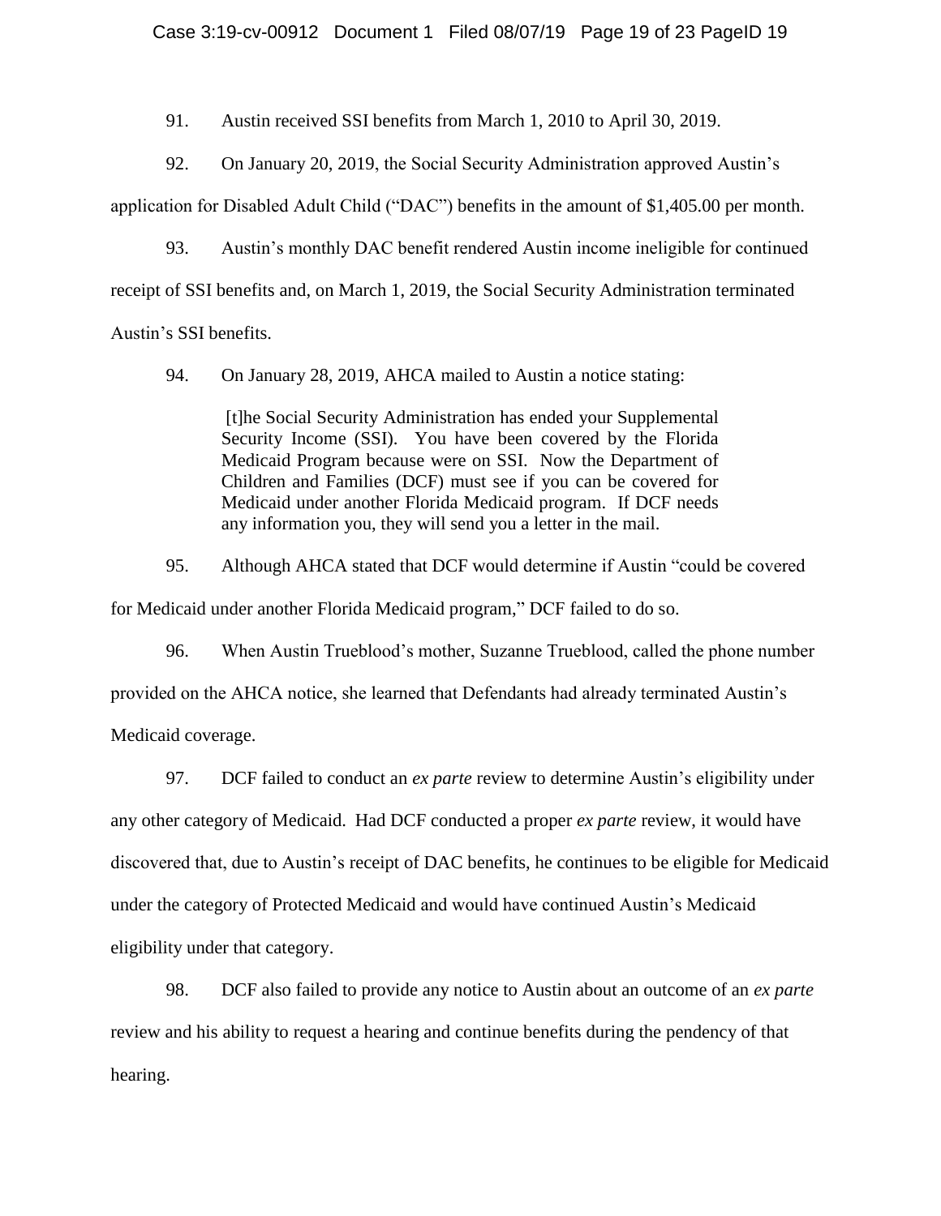91. Austin received SSI benefits from March 1, 2010 to April 30, 2019.

92. On January 20, 2019, the Social Security Administration approved Austin's application for Disabled Adult Child ("DAC") benefits in the amount of $1,405.00 per month.

93. Austin's monthly DAC benefit rendered Austin income ineligible for continued receipt of SSI benefits and, on March 1, 2019, the Social Security Administration terminated Austin's SSI benefits.

94. On January 28, 2019, AHCA mailed to Austin a notice stating:

> [t]he Social Security Administration has ended your Supplemental Security Income (SSI). You have been covered by the Florida Medicaid Program because were on SSI. Now the Department of Children and Families (DCF) must see if you can be covered for Medicaid under another Florida Medicaid program. If DCF needs any information you, they will send you a letter in the mail.

95. Although AHCA stated that DCF would determine if Austin "could be covered for Medicaid under another Florida Medicaid program," DCF failed to do so.

96. When Austin Trueblood's mother, Suzanne Trueblood, called the phone number provided on the AHCA notice, she learned that Defendants had already terminated Austin's Medicaid coverage.

97. DCF failed to conduct an *ex parte* review to determine Austin's eligibility under any other category of Medicaid. Had DCF conducted a proper *ex parte* review, it would have discovered that, due to Austin's receipt of DAC benefits, he continues to be eligible for Medicaid under the category of Protected Medicaid and would have continued Austin's Medicaid eligibility under that category.

98. DCF also failed to provide any notice to Austin about an outcome of an *ex parte* review and his ability to request a hearing and continue benefits during the pendency of that hearing.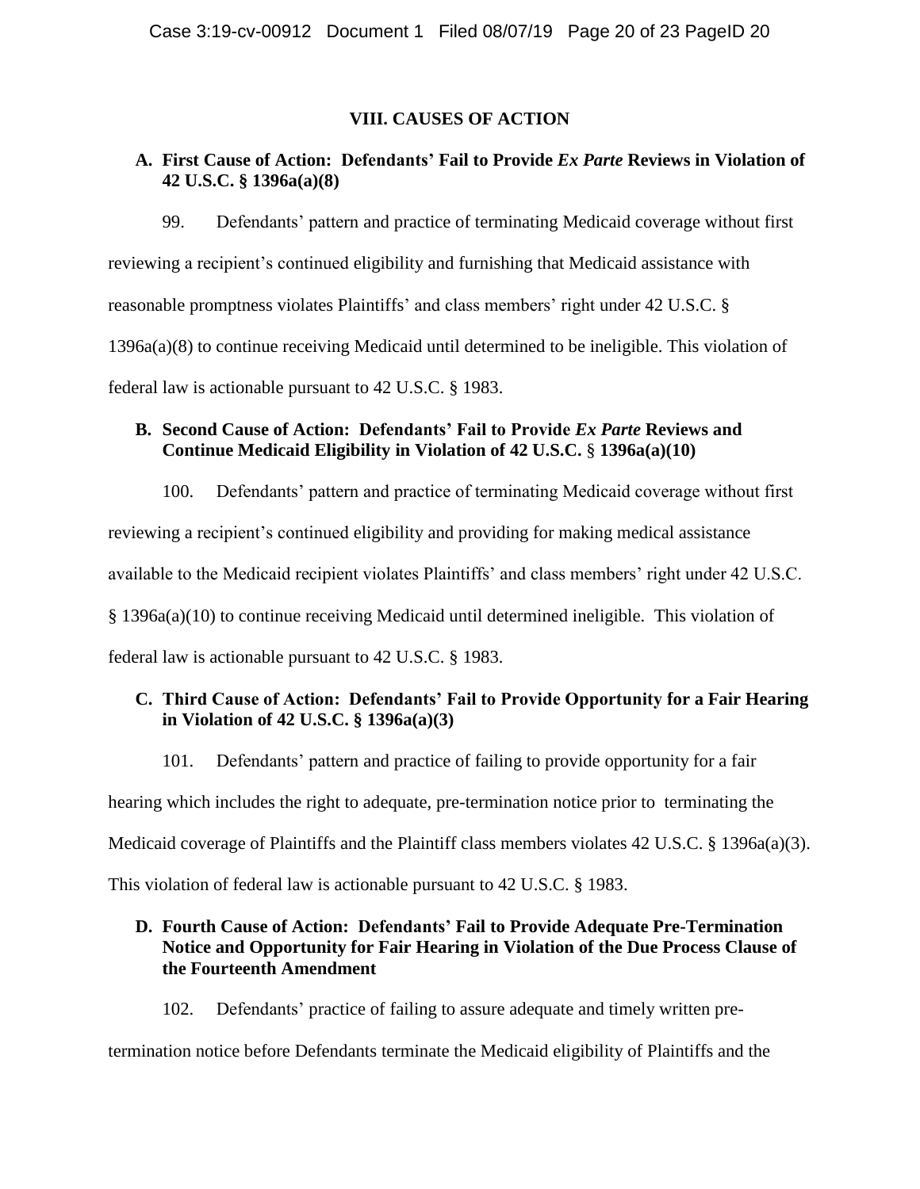## VIII. CAUSES OF ACTION

### A. First Cause of Action: Defendants' Fail to Provide *Ex Parte* Reviews in Violation of 42 U.S.C. § 1396a(a)(8)

99. Defendants' pattern and practice of terminating Medicaid coverage without first reviewing a recipient's continued eligibility and furnishing that Medicaid assistance with reasonable promptness violates Plaintiffs' and class members' right under 42 U.S.C. § 1396a(a)(8) to continue receiving Medicaid until determined to be ineligible. This violation of federal law is actionable pursuant to 42 U.S.C. § 1983.

### B. Second Cause of Action: Defendants' Fail to Provide *Ex Parte* Reviews and Continue Medicaid Eligibility in Violation of 42 U.S.C. § 1396a(a)(10)

100. Defendants' pattern and practice of terminating Medicaid coverage without first reviewing a recipient's continued eligibility and providing for making medical assistance available to the Medicaid recipient violates Plaintiffs' and class members' right under 42 U.S.C. § 1396a(a)(10) to continue receiving Medicaid until determined ineligible. This violation of federal law is actionable pursuant to 42 U.S.C. § 1983.

### C. Third Cause of Action: Defendants' Fail to Provide Opportunity for a Fair Hearing in Violation of 42 U.S.C. § 1396a(a)(3)

101. Defendants' pattern and practice of failing to provide opportunity for a fair hearing which includes the right to adequate, pre-termination notice prior to terminating the Medicaid coverage of Plaintiffs and the Plaintiff class members violates 42 U.S.C. § 1396a(a)(3). This violation of federal law is actionable pursuant to 42 U.S.C. § 1983.

### D. Fourth Cause of Action: Defendants' Fail to Provide Adequate Pre-Termination Notice and Opportunity for Fair Hearing in Violation of the Due Process Clause of the Fourteenth Amendment

102. Defendants' practice of failing to assure adequate and timely written pre-termination notice before Defendants terminate the Medicaid eligibility of Plaintiffs and the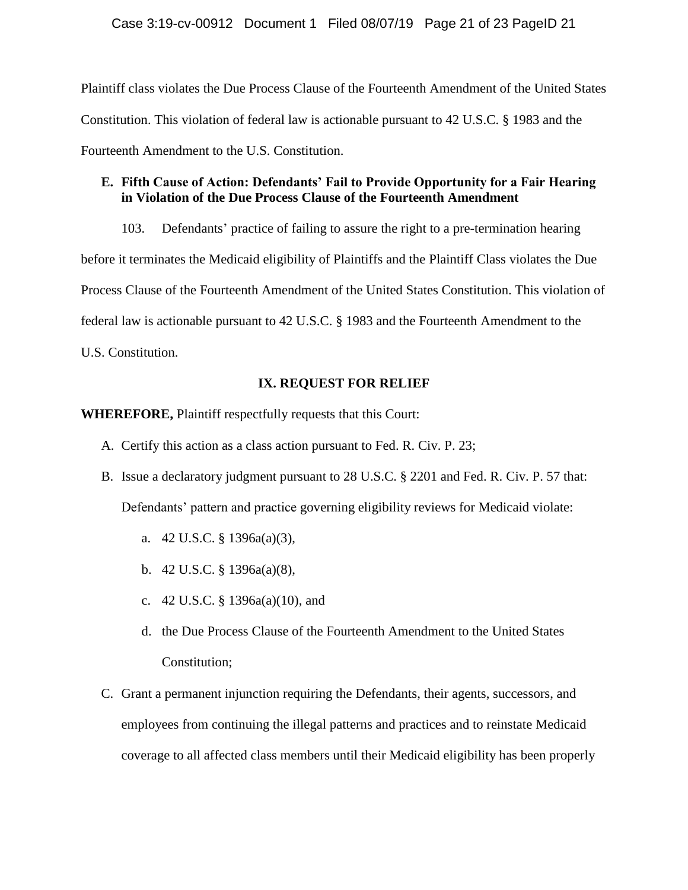Plaintiff class violates the Due Process Clause of the Fourteenth Amendment of the United States Constitution. This violation of federal law is actionable pursuant to 42 U.S.C. § 1983 and the Fourteenth Amendment to the U.S. Constitution.

### E. Fifth Cause of Action: Defendants' Fail to Provide Opportunity for a Fair Hearing in Violation of the Due Process Clause of the Fourteenth Amendment

103. Defendants' practice of failing to assure the right to a pre-termination hearing before it terminates the Medicaid eligibility of Plaintiffs and the Plaintiff Class violates the Due Process Clause of the Fourteenth Amendment of the United States Constitution. This violation of federal law is actionable pursuant to 42 U.S.C. § 1983 and the Fourteenth Amendment to the U.S. Constitution.

## IX. REQUEST FOR RELIEF

**WHEREFORE,** Plaintiff respectfully requests that this Court:

A. Certify this action as a class action pursuant to Fed. R. Civ. P. 23;

B. Issue a declaratory judgment pursuant to 28 U.S.C. § 2201 and Fed. R. Civ. P. 57 that: Defendants' pattern and practice governing eligibility reviews for Medicaid violate:

   a. 42 U.S.C. § 1396a(a)(3),

   b. 42 U.S.C. § 1396a(a)(8),

   c. 42 U.S.C. § 1396a(a)(10), and

   d. the Due Process Clause of the Fourteenth Amendment to the United States Constitution;

C. Grant a permanent injunction requiring the Defendants, their agents, successors, and employees from continuing the illegal patterns and practices and to reinstate Medicaid coverage to all affected class members until their Medicaid eligibility has been properly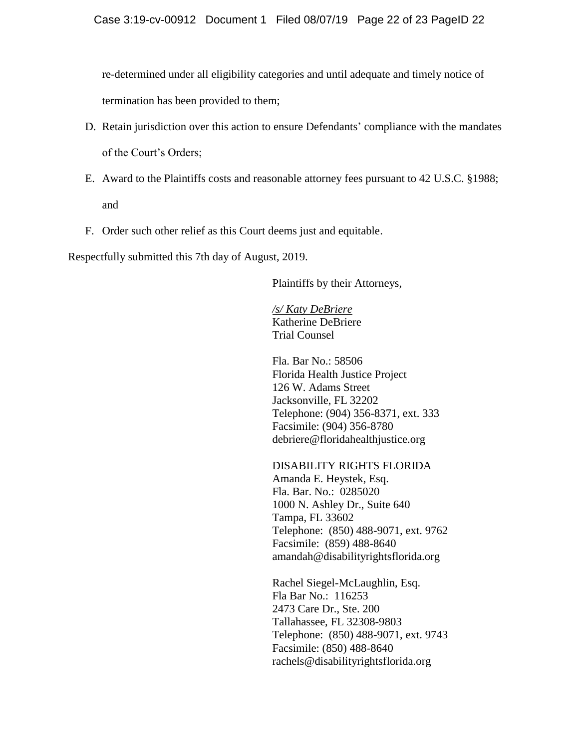re-determined under all eligibility categories and until adequate and timely notice of termination has been provided to them;

D. Retain jurisdiction over this action to ensure Defendants' compliance with the mandates of the Court's Orders;

E. Award to the Plaintiffs costs and reasonable attorney fees pursuant to 42 U.S.C. §1988; and

F. Order such other relief as this Court deems just and equitable.

Respectfully submitted this 7th day of August, 2019.

Plaintiffs by their Attorneys,

*/s/ Katy DeBriere*
Katherine DeBriere
Trial Counsel

Fla. Bar No.: 58506
Florida Health Justice Project
126 W. Adams Street
Jacksonville, FL 32202
Telephone: (904) 356-8371, ext. 333
Facsimile: (904) 356-8780
debriere@floridahealthjustice.org

DISABILITY RIGHTS FLORIDA
Amanda E. Heystek, Esq.
Fla. Bar. No.: 0285020
1000 N. Ashley Dr., Suite 640
Tampa, FL 33602
Telephone: (850) 488-9071, ext. 9762
Facsimile: (859) 488-8640
amandah@disabilityrightsflorida.org

Rachel Siegel-McLaughlin, Esq.
Fla Bar No.: 116253
2473 Care Dr., Ste. 200
Tallahassee, FL 32308-9803
Telephone: (850) 488-9071, ext. 9743
Facsimile: (850) 488-8640
rachels@disabilityrightsflorida.org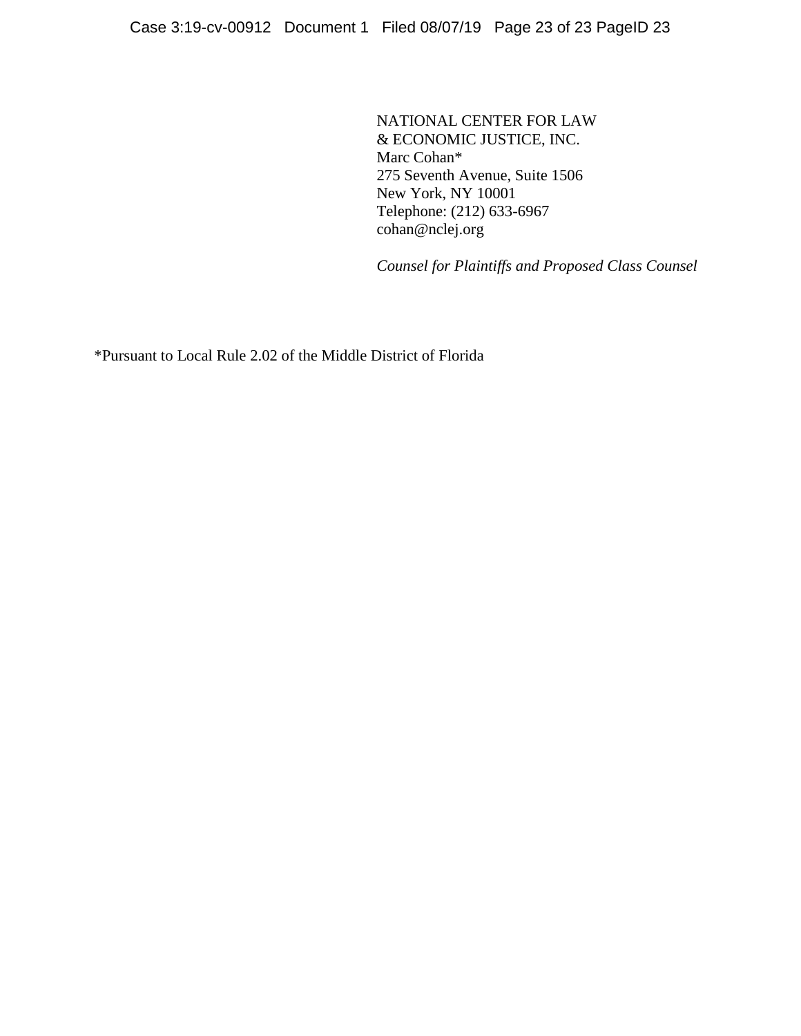NATIONAL CENTER FOR LAW
& ECONOMIC JUSTICE, INC.
Marc Cohan*
275 Seventh Avenue, Suite 1506
New York, NY 10001
Telephone: (212) 633-6967
cohan@nclej.org

*Counsel for Plaintiffs and Proposed Class Counsel*

*Pursuant to Local Rule 2.02 of the Middle District of Florida